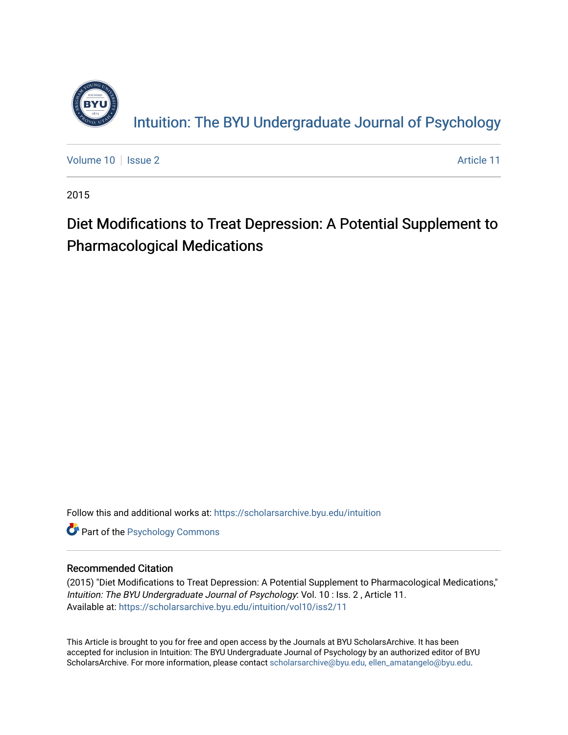# Intuition: The BYU Undergraduate Journal of Psychology

Volume 10 | Issue 2 | Article 11

2015

## Diet Modifications to Treat Depression: A Potential Supplement to Pharmacological Medications

Follow this and additional works at: https://scholarsarchive.byu.edu/intuition

Part of the Psychology Commons

### Recommended Citation

(2015) "Diet Modifications to Treat Depression: A Potential Supplement to Pharmacological Medications," *Intuition: The BYU Undergraduate Journal of Psychology*: Vol. 10 : Iss. 2 , Article 11.
Available at: https://scholarsarchive.byu.edu/intuition/vol10/iss2/11

This Article is brought to you for free and open access by the Journals at BYU ScholarsArchive. It has been accepted for inclusion in Intuition: The BYU Undergraduate Journal of Psychology by an authorized editor of BYU ScholarsArchive. For more information, please contact scholarsarchive@byu.edu, ellen_amatangelo@byu.edu.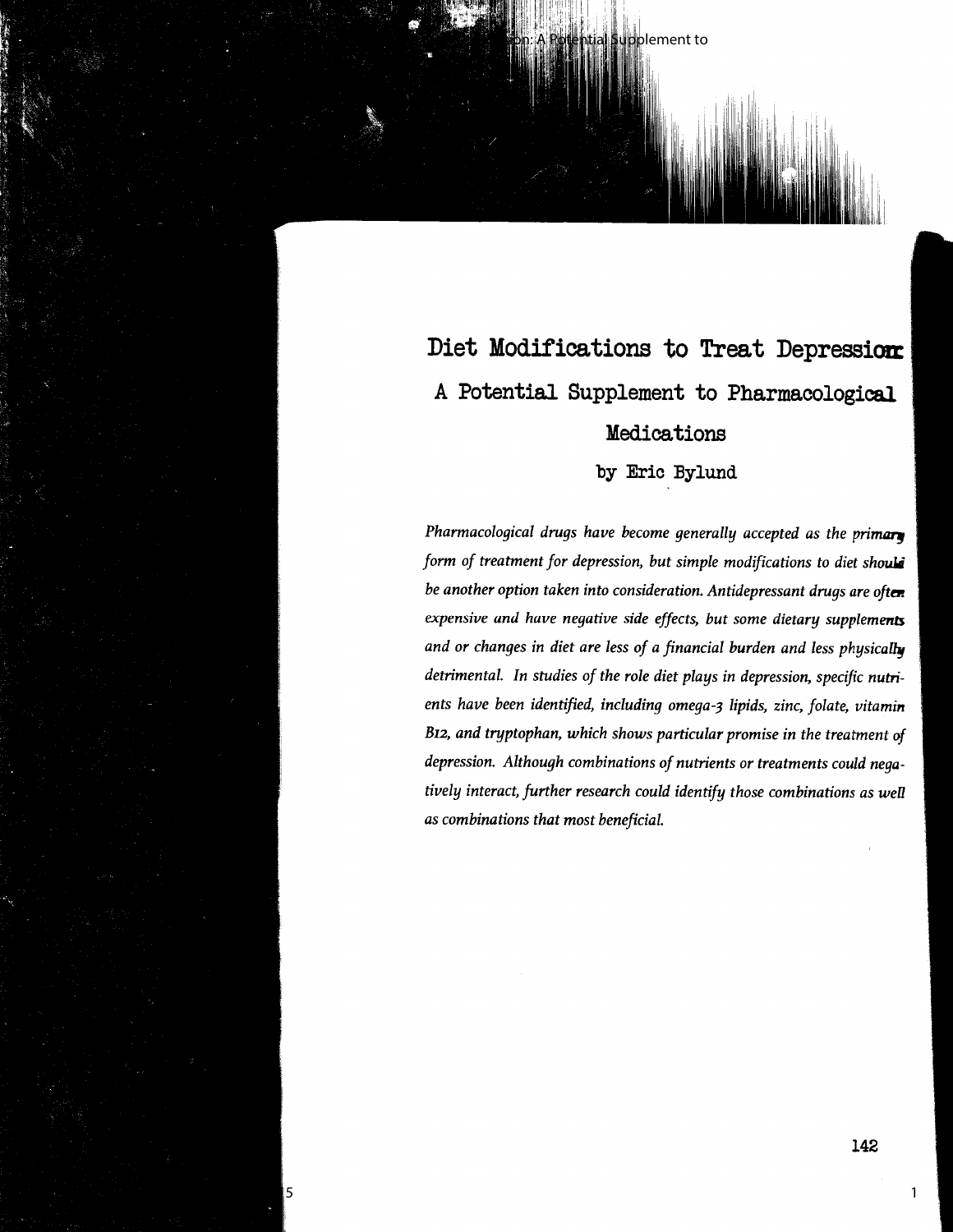# Diet Modifications to Treat Depression: A Potential Supplement to Pharmacological Medications

by Eric Bylund

*Pharmacological drugs have become generally accepted as the primary form of treatment for depression, but simple modifications to diet should be another option taken into consideration. Antidepressant drugs are often expensive and have negative side effects, but some dietary supplements and or changes in diet are less of a financial burden and less physically detrimental. In studies of the role diet plays in depression, specific nutrients have been identified, including omega-3 lipids, zinc, folate, vitamin B12, and tryptophan, which shows particular promise in the treatment of depression. Although combinations of nutrients or treatments could negatively interact, further research could identify those combinations as well as combinations that most beneficial.*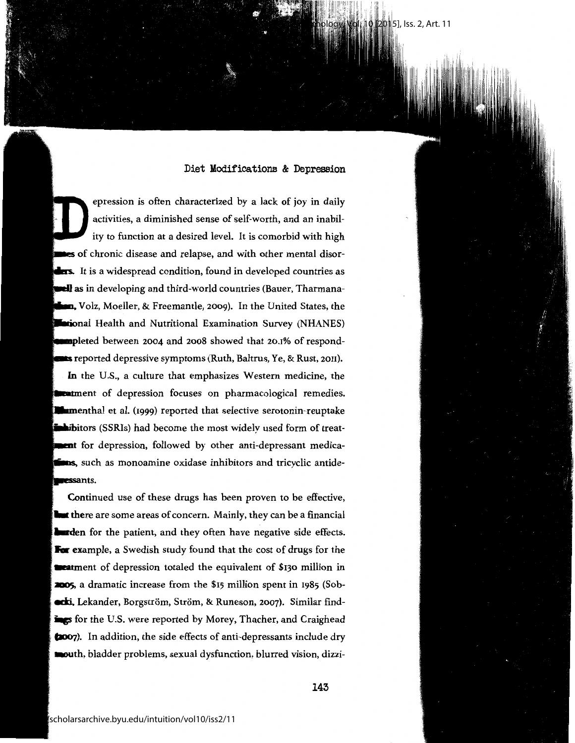## Diet Modifications & Depression

Depression is often characterized by a lack of joy in daily activities, a diminished sense of self-worth, and an inability to function at a desired level. It is comorbid with high rates of chronic disease and relapse, and with other mental disorders. It is a widespread condition, found in developed countries as well as in developing and third-world countries (Bauer, Tharmanathan, Volz, Moeller, & Freemantle, 2009). In the United States, the National Health and Nutritional Examination Survey (NHANES) completed between 2004 and 2008 showed that 20.1% of respondents reported depressive symptoms (Ruth, Baltrus, Ye, & Rust, 2011).

In the U.S., a culture that emphasizes Western medicine, the treatment of depression focuses on pharmacological remedies. Blumenthal et al. (1999) reported that selective serotonin-reuptake inhibitors (SSRIs) had become the most widely used form of treatment for depression, followed by other anti-depressant medications, such as monoamine oxidase inhibitors and tricyclic antidepressants.

Continued use of these drugs has been proven to be effective, but there are some areas of concern. Mainly, they can be a financial burden for the patient, and they often have negative side effects. For example, a Swedish study found that the cost of drugs for the treatment of depression totaled the equivalent of $130 million in 2005, a dramatic increase from the $15 million spent in 1985 (Sobocki, Lekander, Borgström, Ström, & Runeson, 2007). Similar findings for the U.S. were reported by Morey, Thacher, and Craighead (2007). In addition, the side effects of anti-depressants include dry mouth, bladder problems, sexual dysfunction, blurred vision, dizzi-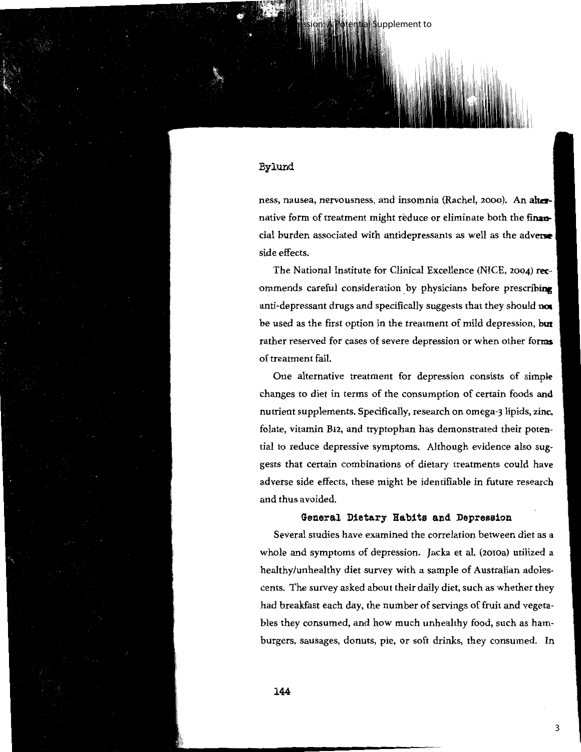ness, nausea, nervousness, and insomnia (Rachel, 2000). An alternative form of treatment might reduce or eliminate both the financial burden associated with antidepressants as well as the adverse side effects.

The National Institute for Clinical Excellence (NICE, 2004) recommends careful consideration by physicians before prescribing anti-depressant drugs and specifically suggests that they should not be used as the first option in the treatment of mild depression, but rather reserved for cases of severe depression or when other forms of treatment fail.

One alternative treatment for depression consists of simple changes to diet in terms of the consumption of certain foods and nutrient supplements. Specifically, research on omega-3 lipids, zinc, folate, vitamin B12, and tryptophan has demonstrated their potential to reduce depressive symptoms. Although evidence also suggests that certain combinations of dietary treatments could have adverse side effects, these might be identifiable in future research and thus avoided.

## General Dietary Habits and Depression

Several studies have examined the correlation between diet as a whole and symptoms of depression. Jacka et al. (2010a) utilized a healthy/unhealthy diet survey with a sample of Australian adolescents. The survey asked about their daily diet, such as whether they had breakfast each day, the number of servings of fruit and vegetables they consumed, and how much unhealthy food, such as hamburgers, sausages, donuts, pie, or soft drinks, they consumed. In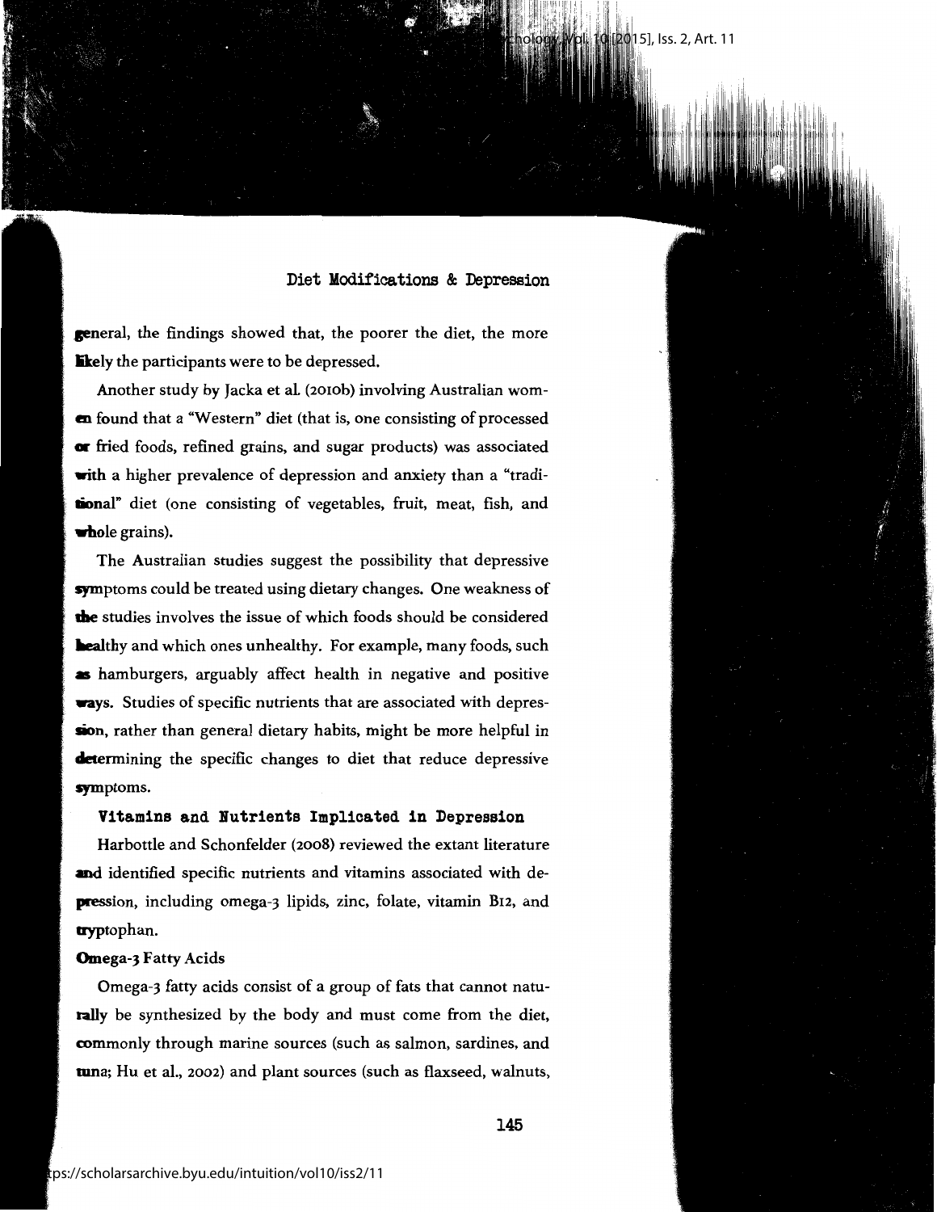general, the findings showed that, the poorer the diet, the more likely the participants were to be depressed.

Another study by Jacka et al. (2010b) involving Australian women found that a "Western" diet (that is, one consisting of processed or fried foods, refined grains, and sugar products) was associated with a higher prevalence of depression and anxiety than a "traditional" diet (one consisting of vegetables, fruit, meat, fish, and whole grains).

The Australian studies suggest the possibility that depressive symptoms could be treated using dietary changes. One weakness of the studies involves the issue of which foods should be considered healthy and which ones unhealthy. For example, many foods, such as hamburgers, arguably affect health in negative and positive ways. Studies of specific nutrients that are associated with depression, rather than general dietary habits, might be more helpful in determining the specific changes to diet that reduce depressive symptoms.

## Vitamins and Nutrients Implicated in Depression

Harbottle and Schonfelder (2008) reviewed the extant literature and identified specific nutrients and vitamins associated with depression, including omega-3 lipids, zinc, folate, vitamin B12, and tryptophan.

### Omega-3 Fatty Acids

Omega-3 fatty acids consist of a group of fats that cannot naturally be synthesized by the body and must come from the diet, commonly through marine sources (such as salmon, sardines, and tuna; Hu et al., 2002) and plant sources (such as flaxseed, walnuts,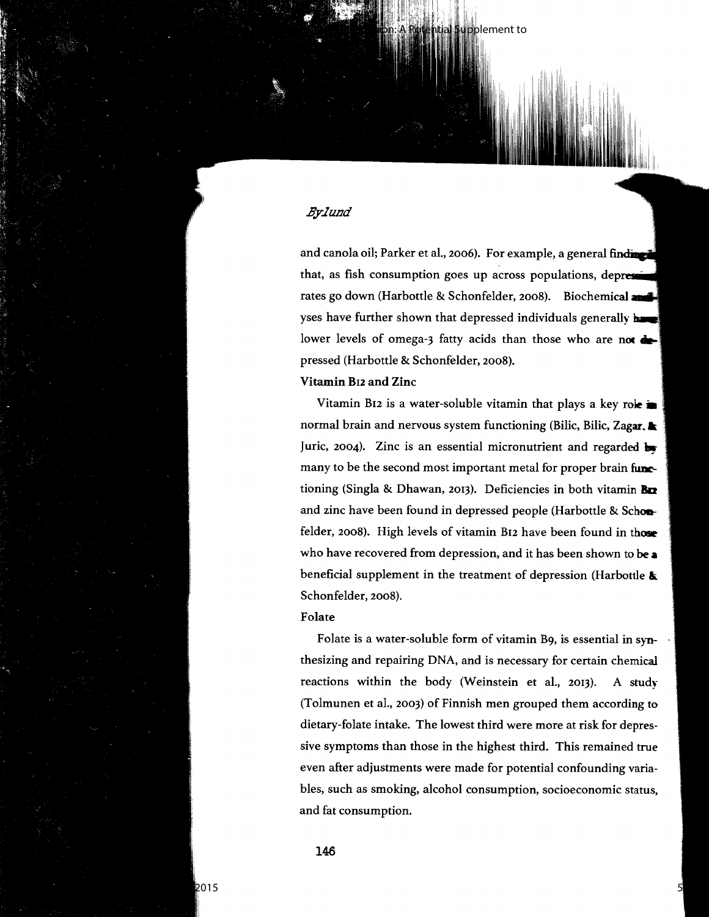and canola oil; Parker et al., 2006). For example, a general finding is that, as fish consumption goes up across populations, depression rates go down (Harbottle & Schonfelder, 2008). Biochemical analyses have further shown that depressed individuals generally have lower levels of omega-3 fatty acids than those who are not depressed (Harbottle & Schonfelder, 2008).

### Vitamin B12 and Zinc

Vitamin B12 is a water-soluble vitamin that plays a key role in normal brain and nervous system functioning (Bilic, Bilic, Zagar, & Juric, 2004). Zinc is an essential micronutrient and regarded by many to be the second most important metal for proper brain functioning (Singla & Dhawan, 2013). Deficiencies in both vitamin B12 and zinc have been found in depressed people (Harbottle & Schonfelder, 2008). High levels of vitamin B12 have been found in those who have recovered from depression, and it has been shown to be a beneficial supplement in the treatment of depression (Harbottle & Schonfelder, 2008).

### Folate

Folate is a water-soluble form of vitamin B9, is essential in synthesizing and repairing DNA, and is necessary for certain chemical reactions within the body (Weinstein et al., 2013). A study (Tolmunen et al., 2003) of Finnish men grouped them according to dietary-folate intake. The lowest third were more at risk for depressive symptoms than those in the highest third. This remained true even after adjustments were made for potential confounding variables, such as smoking, alcohol consumption, socioeconomic status, and fat consumption.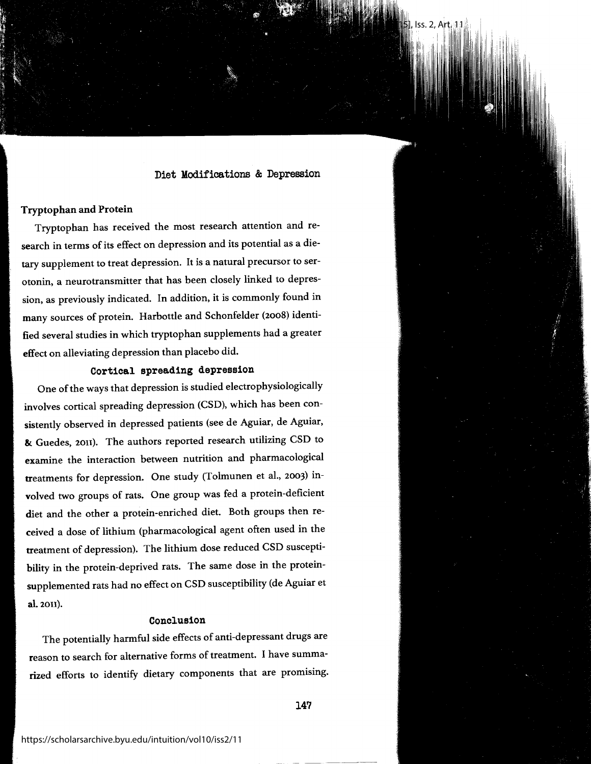### Tryptophan and Protein

Tryptophan has received the most research attention and research in terms of its effect on depression and its potential as a dietary supplement to treat depression. It is a natural precursor to serotonin, a neurotransmitter that has been closely linked to depression, as previously indicated. In addition, it is commonly found in many sources of protein. Harbottle and Schonfelder (2008) identified several studies in which tryptophan supplements had a greater effect on alleviating depression than placebo did.

#### Cortical spreading depression

One of the ways that depression is studied electrophysiologically involves cortical spreading depression (CSD), which has been consistently observed in depressed patients (see de Aguiar, de Aguiar, & Guedes, 2011). The authors reported research utilizing CSD to examine the interaction between nutrition and pharmacological treatments for depression. One study (Tolmunen et al., 2003) involved two groups of rats. One group was fed a protein-deficient diet and the other a protein-enriched diet. Both groups then received a dose of lithium (pharmacological agent often used in the treatment of depression). The lithium dose reduced CSD susceptibility in the protein-deprived rats. The same dose in the protein-supplemented rats had no effect on CSD susceptibility (de Aguiar et al. 2011).

#### Conclusion

The potentially harmful side effects of anti-depressant drugs are reason to search for alternative forms of treatment. I have summarized efforts to identify dietary components that are promising.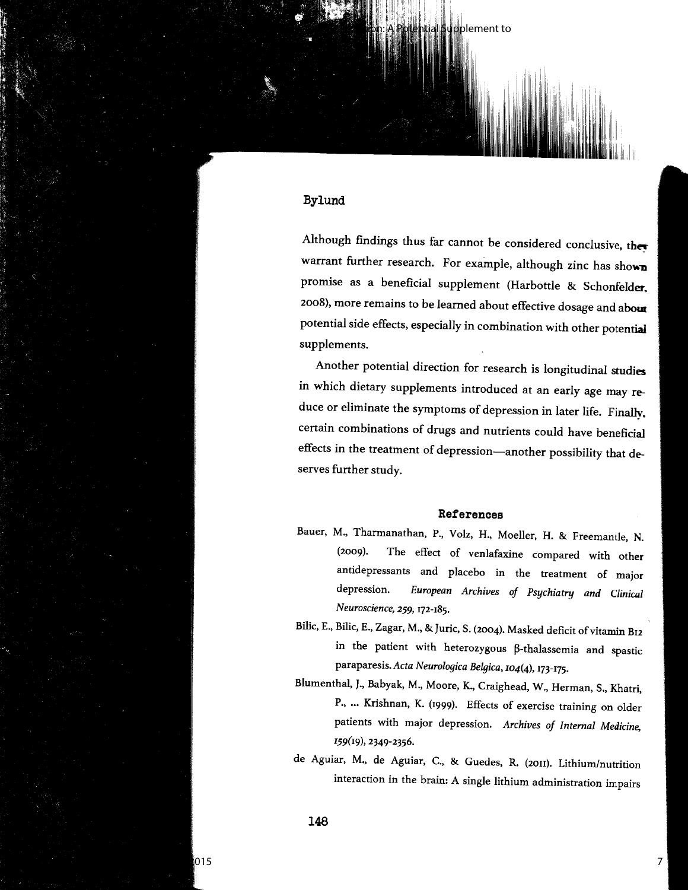Although findings thus far cannot be considered conclusive, they warrant further research. For example, although zinc has shown promise as a beneficial supplement (Harbottle & Schonfelder, 2008), more remains to be learned about effective dosage and about potential side effects, especially in combination with other potential supplements.

Another potential direction for research is longitudinal studies in which dietary supplements introduced at an early age may reduce or eliminate the symptoms of depression in later life. Finally, certain combinations of drugs and nutrients could have beneficial effects in the treatment of depression—another possibility that deserves further study.

## References

Bauer, M., Tharmanathan, P., Volz, H., Moeller, H. & Freemantle, N. (2009). The effect of venlafaxine compared with other antidepressants and placebo in the treatment of major depression. *European Archives of Psychiatry and Clinical Neuroscience, 259*, 172-185.

Bilic, E., Bilic, E., Zagar, M., & Juric, S. (2004). Masked deficit of vitamin B12 in the patient with heterozygous β-thalassemia and spastic paraparesis. *Acta Neurologica Belgica, 104*(4), 173-175.

Blumenthal, J., Babyak, M., Moore, K., Craighead, W., Herman, S., Khatri, P., ... Krishnan, K. (1999). Effects of exercise training on older patients with major depression. *Archives of Internal Medicine, 159*(19), 2349-2356.

de Aguiar, M., de Aguiar, C., & Guedes, R. (2011). Lithium/nutrition interaction in the brain: A single lithium administration impairs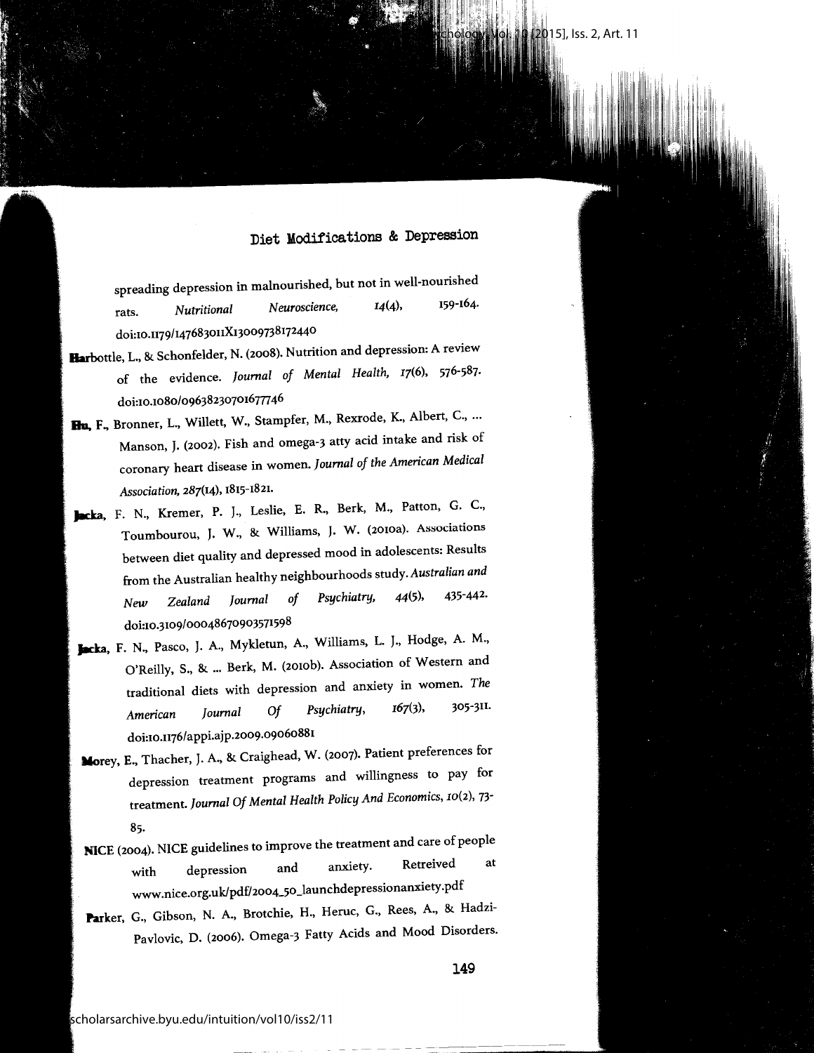spreading depression in malnourished, but not in well-nourished rats. *Nutritional Neuroscience, 14*(4), 159-164. doi:10.1179/147683011X13009738172440

Harbottle, L., & Schonfelder, N. (2008). Nutrition and depression: A review of the evidence. *Journal of Mental Health, 17*(6), 576-587. doi:10.1080/09638230701677746

Hu, F., Bronner, L., Willett, W., Stampfer, M., Rexrode, K., Albert, C., ... Manson, J. (2002). Fish and omega-3 atty acid intake and risk of coronary heart disease in women. *Journal of the American Medical Association, 287*(14), 1815-1821.

Jacka, F. N., Kremer, P. J., Leslie, E. R., Berk, M., Patton, G. C., Toumbourou, J. W., & Williams, J. W. (2010a). Associations between diet quality and depressed mood in adolescents: Results from the Australian healthy neighbourhoods study. *Australian and New Zealand Journal of Psychiatry, 44*(5), 435-442. doi:10.3109/00048670903571598

Jacka, F. N., Pasco, J. A., Mykletun, A., Williams, L. J., Hodge, A. M., O'Reilly, S., & ... Berk, M. (2010b). Association of Western and traditional diets with depression and anxiety in women. *The American Journal Of Psychiatry, 167*(3), 305-311. doi:10.1176/appi.ajp.2009.09060881

Morey, E., Thacher, J. A., & Craighead, W. (2007). Patient preferences for depression treatment programs and willingness to pay for treatment. *Journal Of Mental Health Policy And Economics, 10*(2), 73-85.

NICE (2004). NICE guidelines to improve the treatment and care of people with depression and anxiety. Retreived at www.nice.org.uk/pdf/2004_50_launchdepressionanxiety.pdf

Parker, G., Gibson, N. A., Brotchie, H., Heruc, G., Rees, A., & Hadzi-Pavlovic, D. (2006). Omega-3 Fatty Acids and Mood Disorders.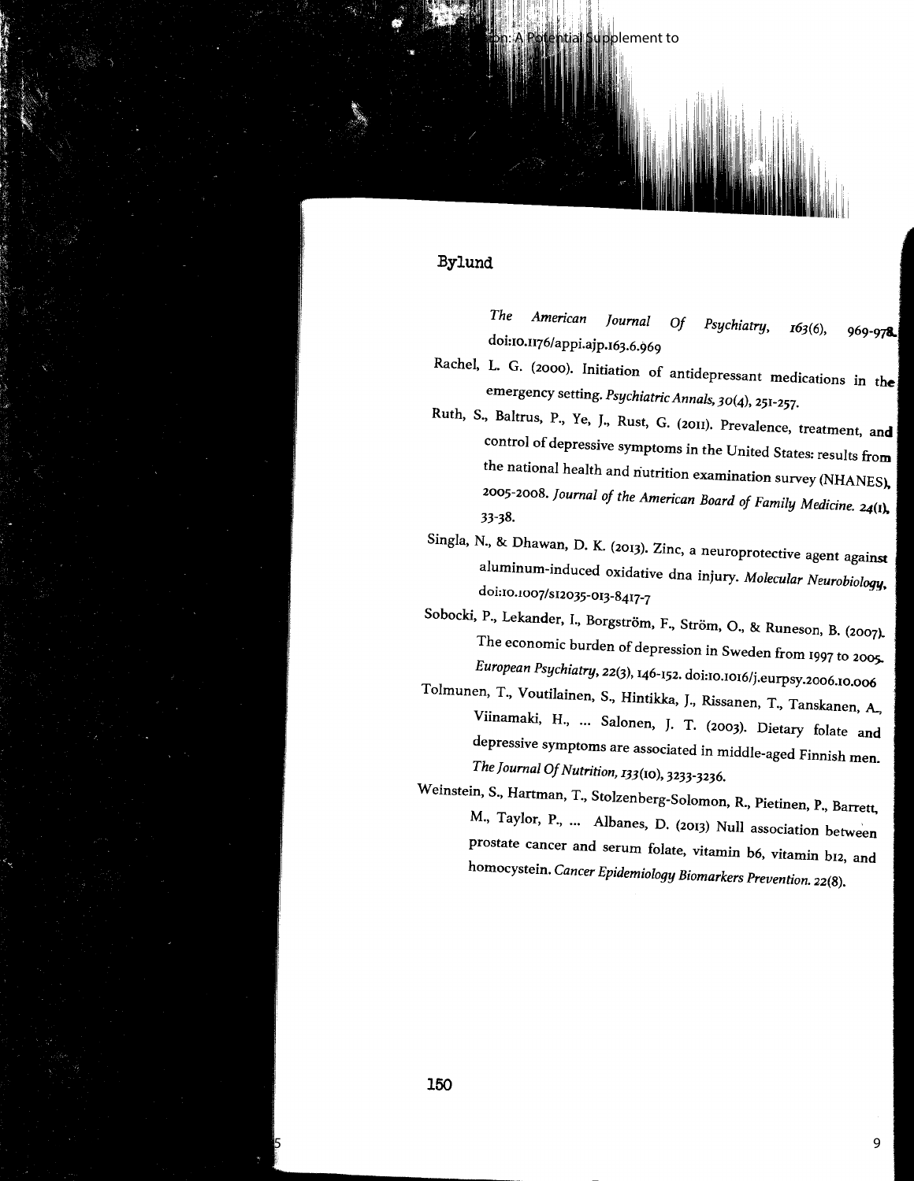*The American Journal Of Psychiatry, 163*(6), 969-978. doi:10.1176/appi.ajp.163.6.969

Rachel, L. G. (2000). Initiation of antidepressant medications in the emergency setting. *Psychiatric Annals, 30*(4), 251-257.

Ruth, S., Baltrus, P., Ye, J., Rust, G. (2011). Prevalence, treatment, and control of depressive symptoms in the United States: results from the national health and nutrition examination survey (NHANES), 2005-2008. *Journal of the American Board of Family Medicine. 24*(1), 33-38.

Singla, N., & Dhawan, D. K. (2013). Zinc, a neuroprotective agent against aluminum-induced oxidative dna injury. *Molecular Neurobiology*, doi:10.1007/s12035-013-8417-7

Sobocki, P., Lekander, I., Borgström, F., Ström, O., & Runeson, B. (2007). The economic burden of depression in Sweden from 1997 to 2005. *European Psychiatry, 22*(3), 146-152. doi:10.1016/j.eurpsy.2006.10.006

Tolmunen, T., Voutilainen, S., Hintikka, J., Rissanen, T., Tanskanen, A., Viinamaki, H., ... Salonen, J. T. (2003). Dietary folate and depressive symptoms are associated in middle-aged Finnish men. *The Journal Of Nutrition, 133*(10), 3233-3236.

Weinstein, S., Hartman, T., Stolzenberg-Solomon, R., Pietinen, P., Barrett, M., Taylor, P., ... Albanes, D. (2013) Null association between prostate cancer and serum folate, vitamin b6, vitamin b12, and homocystein. *Cancer Epidemiology Biomarkers Prevention. 22*(8).